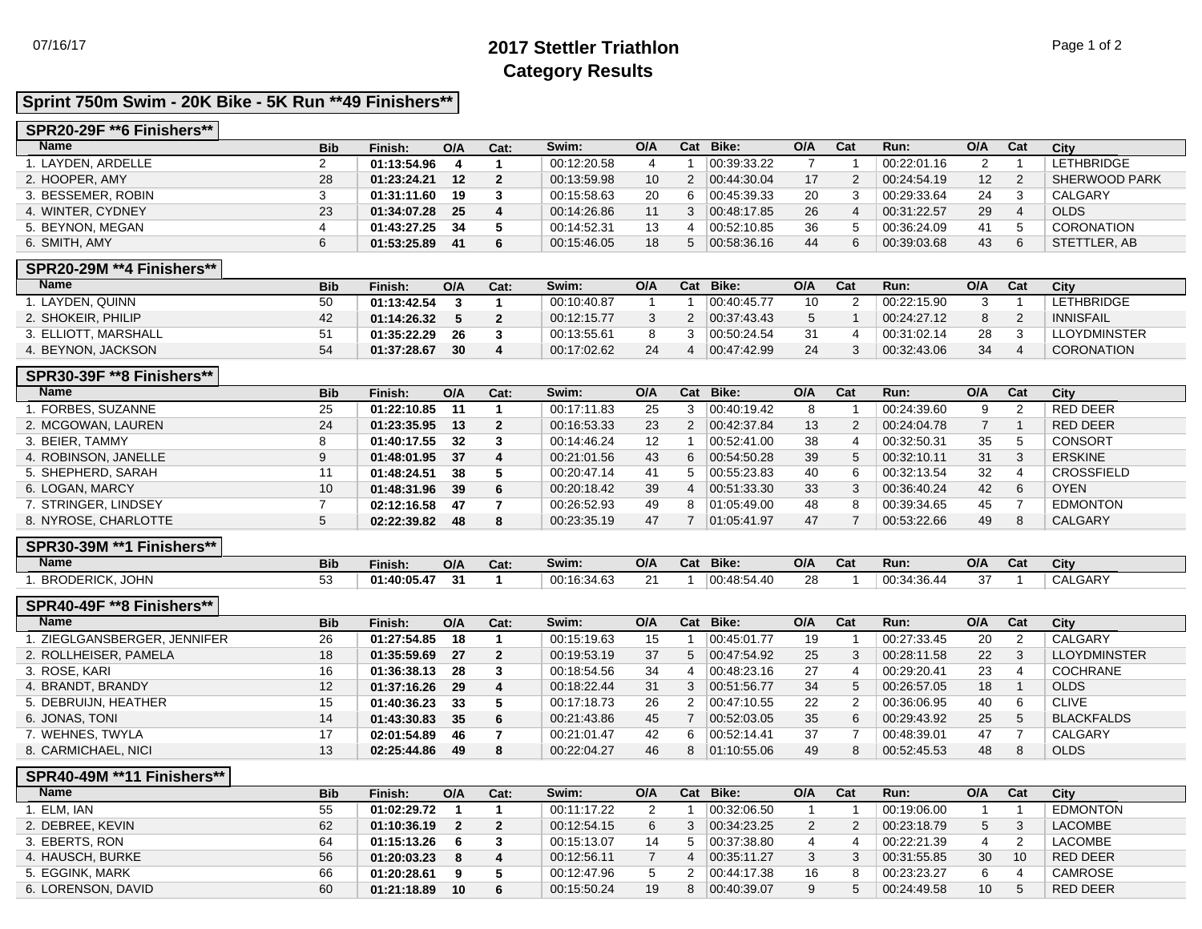# 2017 Stettler Triathlon
## Category Results

### Sprint 750m Swim - 20K Bike - 5K Run **49 Finishers**

#### SPR20-29F **6 Finishers**

| Name | Bib | Finish: | O/A | Cat: | Swim: | O/A | Cat | Bike: | O/A | Cat | Run: | O/A | Cat | City |
|---|---|---|---|---|---|---|---|---|---|---|---|---|---|---|
| 1. LAYDEN, ARDELLE | 2 | **01:13:54.96** | **4** | **1** | 00:12:20.58 | 4 | 1 | 00:39:33.22 | 7 | 1 | 00:22:01.16 | 2 | 1 | LETHBRIDGE |
| 2. HOOPER, AMY | 28 | **01:23:24.21** | **12** | **2** | 00:13:59.98 | 10 | 2 | 00:44:30.04 | 17 | 2 | 00:24:54.19 | 12 | 2 | SHERWOOD PARK |
| 3. BESSEMER, ROBIN | 3 | **01:31:11.60** | **19** | **3** | 00:15:58.63 | 20 | 6 | 00:45:39.33 | 20 | 3 | 00:29:33.64 | 24 | 3 | CALGARY |
| 4. WINTER, CYDNEY | 23 | **01:34:07.28** | **25** | **4** | 00:14:26.86 | 11 | 3 | 00:48:17.85 | 26 | 4 | 00:31:22.57 | 29 | 4 | OLDS |
| 5. BEYNON, MEGAN | 4 | **01:43:27.25** | **34** | **5** | 00:14:52.31 | 13 | 4 | 00:52:10.85 | 36 | 5 | 00:36:24.09 | 41 | 5 | CORONATION |
| 6. SMITH, AMY | 6 | **01:53:25.89** | **41** | **6** | 00:15:46.05 | 18 | 5 | 00:58:36.16 | 44 | 6 | 00:39:03.68 | 43 | 6 | STETTLER, AB |

#### SPR20-29M **4 Finishers**

| Name | Bib | Finish: | O/A | Cat: | Swim: | O/A | Cat | Bike: | O/A | Cat | Run: | O/A | Cat | City |
|---|---|---|---|---|---|---|---|---|---|---|---|---|---|---|
| 1. LAYDEN, QUINN | 50 | **01:13:42.54** | **3** | **1** | 00:10:40.87 | 1 | 1 | 00:40:45.77 | 10 | 2 | 00:22:15.90 | 3 | 1 | LETHBRIDGE |
| 2. SHOKEIR, PHILIP | 42 | **01:14:26.32** | **5** | **2** | 00:12:15.77 | 3 | 2 | 00:37:43.43 | 5 | 1 | 00:24:27.12 | 8 | 2 | INNISFAIL |
| 3. ELLIOTT, MARSHALL | 51 | **01:35:22.29** | **26** | **3** | 00:13:55.61 | 8 | 3 | 00:50:24.54 | 31 | 4 | 00:31:02.14 | 28 | 3 | LLOYDMINSTER |
| 4. BEYNON, JACKSON | 54 | **01:37:28.67** | **30** | **4** | 00:17:02.62 | 24 | 4 | 00:47:42.99 | 24 | 3 | 00:32:43.06 | 34 | 4 | CORONATION |

#### SPR30-39F **8 Finishers**

| Name | Bib | Finish: | O/A | Cat: | Swim: | O/A | Cat | Bike: | O/A | Cat | Run: | O/A | Cat | City |
|---|---|---|---|---|---|---|---|---|---|---|---|---|---|---|
| 1. FORBES, SUZANNE | 25 | **01:22:10.85** | **11** | **1** | 00:17:11.83 | 25 | 3 | 00:40:19.42 | 8 | 1 | 00:24:39.60 | 9 | 2 | RED DEER |
| 2. MCGOWAN, LAUREN | 24 | **01:23:35.95** | **13** | **2** | 00:16:53.33 | 23 | 2 | 00:42:37.84 | 13 | 2 | 00:24:04.78 | 7 | 1 | RED DEER |
| 3. BEIER, TAMMY | 8 | **01:40:17.55** | **32** | **3** | 00:14:46.24 | 12 | 1 | 00:52:41.00 | 38 | 4 | 00:32:50.31 | 35 | 5 | CONSORT |
| 4. ROBINSON, JANELLE | 9 | **01:48:01.95** | **37** | **4** | 00:21:01.56 | 43 | 6 | 00:54:50.28 | 39 | 5 | 00:32:10.11 | 31 | 3 | ERSKINE |
| 5. SHEPHERD, SARAH | 11 | **01:48:24.51** | **38** | **5** | 00:20:47.14 | 41 | 5 | 00:55:23.83 | 40 | 6 | 00:32:13.54 | 32 | 4 | CROSSFIELD |
| 6. LOGAN, MARCY | 10 | **01:48:31.96** | **39** | **6** | 00:20:18.42 | 39 | 4 | 00:51:33.30 | 33 | 3 | 00:36:40.24 | 42 | 6 | OYEN |
| 7. STRINGER, LINDSEY | 7 | **02:12:16.58** | **47** | **7** | 00:26:52.93 | 49 | 8 | 01:05:49.00 | 48 | 8 | 00:39:34.65 | 45 | 7 | EDMONTON |
| 8. NYROSE, CHARLOTTE | 5 | **02:22:39.82** | **48** | **8** | 00:23:35.19 | 47 | 7 | 01:05:41.97 | 47 | 7 | 00:53:22.66 | 49 | 8 | CALGARY |

#### SPR30-39M **1 Finishers**

| Name | Bib | Finish: | O/A | Cat: | Swim: | O/A | Cat | Bike: | O/A | Cat | Run: | O/A | Cat | City |
|---|---|---|---|---|---|---|---|---|---|---|---|---|---|---|
| 1. BRODERICK, JOHN | 53 | **01:40:05.47** | **31** | **1** | 00:16:34.63 | 21 | 1 | 00:48:54.40 | 28 | 1 | 00:34:36.44 | 37 | 1 | CALGARY |

#### SPR40-49F **8 Finishers**

| Name | Bib | Finish: | O/A | Cat: | Swim: | O/A | Cat | Bike: | O/A | Cat | Run: | O/A | Cat | City |
|---|---|---|---|---|---|---|---|---|---|---|---|---|---|---|
| 1. ZIEGLGANSBERGER, JENNIFER | 26 | **01:27:54.85** | **18** | **1** | 00:15:19.63 | 15 | 1 | 00:45:01.77 | 19 | 1 | 00:27:33.45 | 20 | 2 | CALGARY |
| 2. ROLLHEISER, PAMELA | 18 | **01:35:59.69** | **27** | **2** | 00:19:53.19 | 37 | 5 | 00:47:54.92 | 25 | 3 | 00:28:11.58 | 22 | 3 | LLOYDMINSTER |
| 3. ROSE, KARI | 16 | **01:36:38.13** | **28** | **3** | 00:18:54.56 | 34 | 4 | 00:48:23.16 | 27 | 4 | 00:29:20.41 | 23 | 4 | COCHRANE |
| 4. BRANDT, BRANDY | 12 | **01:37:16.26** | **29** | **4** | 00:18:22.44 | 31 | 3 | 00:51:56.77 | 34 | 5 | 00:26:57.05 | 18 | 1 | OLDS |
| 5. DEBRUIJN, HEATHER | 15 | **01:40:36.23** | **33** | **5** | 00:17:18.73 | 26 | 2 | 00:47:10.55 | 22 | 2 | 00:36:06.95 | 40 | 6 | CLIVE |
| 6. JONAS, TONI | 14 | **01:43:30.83** | **35** | **6** | 00:21:43.86 | 45 | 7 | 00:52:03.05 | 35 | 6 | 00:29:43.92 | 25 | 5 | BLACKFALDS |
| 7. WEHNES, TWYLA | 17 | **02:01:54.89** | **46** | **7** | 00:21:01.47 | 42 | 6 | 00:52:14.41 | 37 | 7 | 00:48:39.01 | 47 | 7 | CALGARY |
| 8. CARMICHAEL, NICI | 13 | **02:25:44.86** | **49** | **8** | 00:22:04.27 | 46 | 8 | 01:10:55.06 | 49 | 8 | 00:52:45.53 | 48 | 8 | OLDS |

#### SPR40-49M **11 Finishers**

| Name | Bib | Finish: | O/A | Cat: | Swim: | O/A | Cat | Bike: | O/A | Cat | Run: | O/A | Cat | City |
|---|---|---|---|---|---|---|---|---|---|---|---|---|---|---|
| 1. ELM, IAN | 55 | **01:02:29.72** | **1** | **1** | 00:11:17.22 | 2 | 1 | 00:32:06.50 | 1 | 1 | 00:19:06.00 | 1 | 1 | EDMONTON |
| 2. DEBREE, KEVIN | 62 | **01:10:36.19** | **2** | **2** | 00:12:54.15 | 6 | 3 | 00:34:23.25 | 2 | 2 | 00:23:18.79 | 5 | 3 | LACOMBE |
| 3. EBERTS, RON | 64 | **01:15:13.26** | **6** | **3** | 00:15:13.07 | 14 | 5 | 00:37:38.80 | 4 | 4 | 00:22:21.39 | 4 | 2 | LACOMBE |
| 4. HAUSCH, BURKE | 56 | **01:20:03.23** | **8** | **4** | 00:12:56.11 | 7 | 4 | 00:35:11.27 | 3 | 3 | 00:31:55.85 | 30 | 10 | RED DEER |
| 5. EGGINK, MARK | 66 | **01:20:28.61** | **9** | **5** | 00:12:47.96 | 5 | 2 | 00:44:17.38 | 16 | 8 | 00:23:23.27 | 6 | 4 | CAMROSE |
| 6. LORENSON, DAVID | 60 | **01:21:18.89** | **10** | **6** | 00:15:50.24 | 19 | 8 | 00:40:39.07 | 9 | 5 | 00:24:49.58 | 10 | 5 | RED DEER |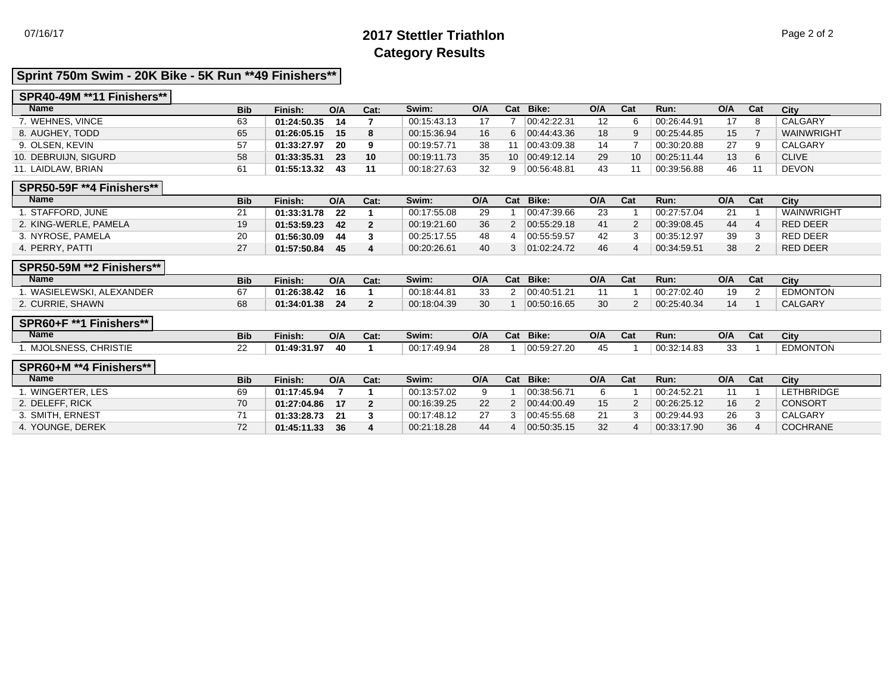# 2017 Stettler Triathlon
## Category Results

### Sprint 750m Swim - 20K Bike - 5K Run **49 Finishers**

#### SPR40-49M **11 Finishers**

| Name | Bib | Finish: | O/A | Cat: | Swim: | O/A | Cat | Bike: | O/A | Cat | Run: | O/A | Cat | City |
|---|---|---|---|---|---|---|---|---|---|---|---|---|---|---|
| 7. WEHNES, VINCE | 63 | **01:24:50.35** | **14** | **7** | 00:15:43.13 | 17 | 7 | 00:42:22.31 | 12 | 6 | 00:26:44.91 | 17 | 8 | CALGARY |
| 8. AUGHEY, TODD | 65 | **01:26:05.15** | **15** | **8** | 00:15:36.94 | 16 | 6 | 00:44:43.36 | 18 | 9 | 00:25:44.85 | 15 | 7 | WAINWRIGHT |
| 9. OLSEN, KEVIN | 57 | **01:33:27.97** | **20** | **9** | 00:19:57.71 | 38 | 11 | 00:43:09.38 | 14 | 7 | 00:30:20.88 | 27 | 9 | CALGARY |
| 10. DEBRUIJN, SIGURD | 58 | **01:33:35.31** | **23** | **10** | 00:19:11.73 | 35 | 10 | 00:49:12.14 | 29 | 10 | 00:25:11.44 | 13 | 6 | CLIVE |
| 11. LAIDLAW, BRIAN | 61 | **01:55:13.32** | **43** | **11** | 00:18:27.63 | 32 | 9 | 00:56:48.81 | 43 | 11 | 00:39:56.88 | 46 | 11 | DEVON |

#### SPR50-59F **4 Finishers**

| Name | Bib | Finish: | O/A | Cat: | Swim: | O/A | Cat | Bike: | O/A | Cat | Run: | O/A | Cat | City |
|---|---|---|---|---|---|---|---|---|---|---|---|---|---|---|
| 1. STAFFORD, JUNE | 21 | **01:33:31.78** | **22** | **1** | 00:17:55.08 | 29 | 1 | 00:47:39.66 | 23 | 1 | 00:27:57.04 | 21 | 1 | WAINWRIGHT |
| 2. KING-WERLE, PAMELA | 19 | **01:53:59.23** | **42** | **2** | 00:19:21.60 | 36 | 2 | 00:55:29.18 | 41 | 2 | 00:39:08.45 | 44 | 4 | RED DEER |
| 3. NYROSE, PAMELA | 20 | **01:56:30.09** | **44** | **3** | 00:25:17.55 | 48 | 4 | 00:55:59.57 | 42 | 3 | 00:35:12.97 | 39 | 3 | RED DEER |
| 4. PERRY, PATTI | 27 | **01:57:50.84** | **45** | **4** | 00:20:26.61 | 40 | 3 | 01:02:24.72 | 46 | 4 | 00:34:59.51 | 38 | 2 | RED DEER |

#### SPR50-59M **2 Finishers**

| Name | Bib | Finish: | O/A | Cat: | Swim: | O/A | Cat | Bike: | O/A | Cat | Run: | O/A | Cat | City |
|---|---|---|---|---|---|---|---|---|---|---|---|---|---|---|
| 1. WASIELEWSKI, ALEXANDER | 67 | **01:26:38.42** | **16** | **1** | 00:18:44.81 | 33 | 2 | 00:40:51.21 | 11 | 1 | 00:27:02.40 | 19 | 2 | EDMONTON |
| 2. CURRIE, SHAWN | 68 | **01:34:01.38** | **24** | **2** | 00:18:04.39 | 30 | 1 | 00:50:16.65 | 30 | 2 | 00:25:40.34 | 14 | 1 | CALGARY |

#### SPR60+F **1 Finishers**

| Name | Bib | Finish: | O/A | Cat: | Swim: | O/A | Cat | Bike: | O/A | Cat | Run: | O/A | Cat | City |
|---|---|---|---|---|---|---|---|---|---|---|---|---|---|---|
| 1. MJOLSNESS, CHRISTIE | 22 | **01:49:31.97** | **40** | **1** | 00:17:49.94 | 28 | 1 | 00:59:27.20 | 45 | 1 | 00:32:14.83 | 33 | 1 | EDMONTON |

#### SPR60+M **4 Finishers**

| Name | Bib | Finish: | O/A | Cat: | Swim: | O/A | Cat | Bike: | O/A | Cat | Run: | O/A | Cat | City |
|---|---|---|---|---|---|---|---|---|---|---|---|---|---|---|
| 1. WINGERTER, LES | 69 | **01:17:45.94** | **7** | **1** | 00:13:57.02 | 9 | 1 | 00:38:56.71 | 6 | 1 | 00:24:52.21 | 11 | 1 | LETHBRIDGE |
| 2. DELEFF, RICK | 70 | **01:27:04.86** | **17** | **2** | 00:16:39.25 | 22 | 2 | 00:44:00.49 | 15 | 2 | 00:26:25.12 | 16 | 2 | CONSORT |
| 3. SMITH, ERNEST | 71 | **01:33:28.73** | **21** | **3** | 00:17:48.12 | 27 | 3 | 00:45:55.68 | 21 | 3 | 00:29:44.93 | 26 | 3 | CALGARY |
| 4. YOUNGE, DEREK | 72 | **01:45:11.33** | **36** | **4** | 00:21:18.28 | 44 | 4 | 00:50:35.15 | 32 | 4 | 00:33:17.90 | 36 | 4 | COCHRANE |